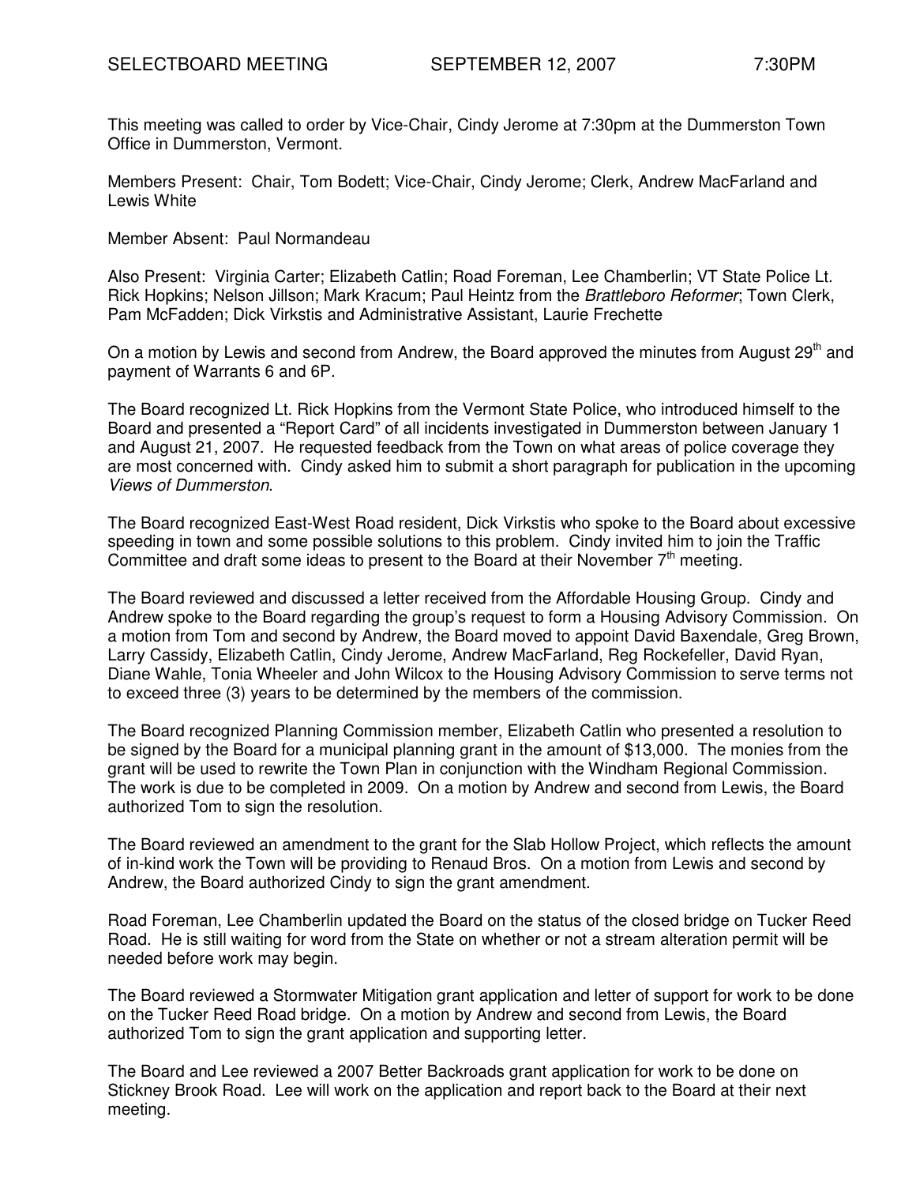# SELECTBOARD MEETING SEPTEMBER 12, 2007 7:30PM

This meeting was called to order by Vice-Chair, Cindy Jerome at 7:30pm at the Dummerston Town Office in Dummerston, Vermont.

Members Present: Chair, Tom Bodett; Vice-Chair, Cindy Jerome; Clerk, Andrew MacFarland and Lewis White

Member Absent: Paul Normandeau

Also Present: Virginia Carter; Elizabeth Catlin; Road Foreman, Lee Chamberlin; VT State Police Lt. Rick Hopkins; Nelson Jillson; Mark Kracum; Paul Heintz from the *Brattleboro Reformer*; Town Clerk, Pam McFadden; Dick Virkstis and Administrative Assistant, Laurie Frechette

On a motion by Lewis and second from Andrew, the Board approved the minutes from August 29th and payment of Warrants 6 and 6P.

The Board recognized Lt. Rick Hopkins from the Vermont State Police, who introduced himself to the Board and presented a "Report Card" of all incidents investigated in Dummerston between January 1 and August 21, 2007. He requested feedback from the Town on what areas of police coverage they are most concerned with. Cindy asked him to submit a short paragraph for publication in the upcoming *Views of Dummerston*.

The Board recognized East-West Road resident, Dick Virkstis who spoke to the Board about excessive speeding in town and some possible solutions to this problem. Cindy invited him to join the Traffic Committee and draft some ideas to present to the Board at their November 7th meeting.

The Board reviewed and discussed a letter received from the Affordable Housing Group. Cindy and Andrew spoke to the Board regarding the group's request to form a Housing Advisory Commission. On a motion from Tom and second by Andrew, the Board moved to appoint David Baxendale, Greg Brown, Larry Cassidy, Elizabeth Catlin, Cindy Jerome, Andrew MacFarland, Reg Rockefeller, David Ryan, Diane Wahle, Tonia Wheeler and John Wilcox to the Housing Advisory Commission to serve terms not to exceed three (3) years to be determined by the members of the commission.

The Board recognized Planning Commission member, Elizabeth Catlin who presented a resolution to be signed by the Board for a municipal planning grant in the amount of $13,000. The monies from the grant will be used to rewrite the Town Plan in conjunction with the Windham Regional Commission. The work is due to be completed in 2009. On a motion by Andrew and second from Lewis, the Board authorized Tom to sign the resolution.

The Board reviewed an amendment to the grant for the Slab Hollow Project, which reflects the amount of in-kind work the Town will be providing to Renaud Bros. On a motion from Lewis and second by Andrew, the Board authorized Cindy to sign the grant amendment.

Road Foreman, Lee Chamberlin updated the Board on the status of the closed bridge on Tucker Reed Road. He is still waiting for word from the State on whether or not a stream alteration permit will be needed before work may begin.

The Board reviewed a Stormwater Mitigation grant application and letter of support for work to be done on the Tucker Reed Road bridge. On a motion by Andrew and second from Lewis, the Board authorized Tom to sign the grant application and supporting letter.

The Board and Lee reviewed a 2007 Better Backroads grant application for work to be done on Stickney Brook Road. Lee will work on the application and report back to the Board at their next meeting.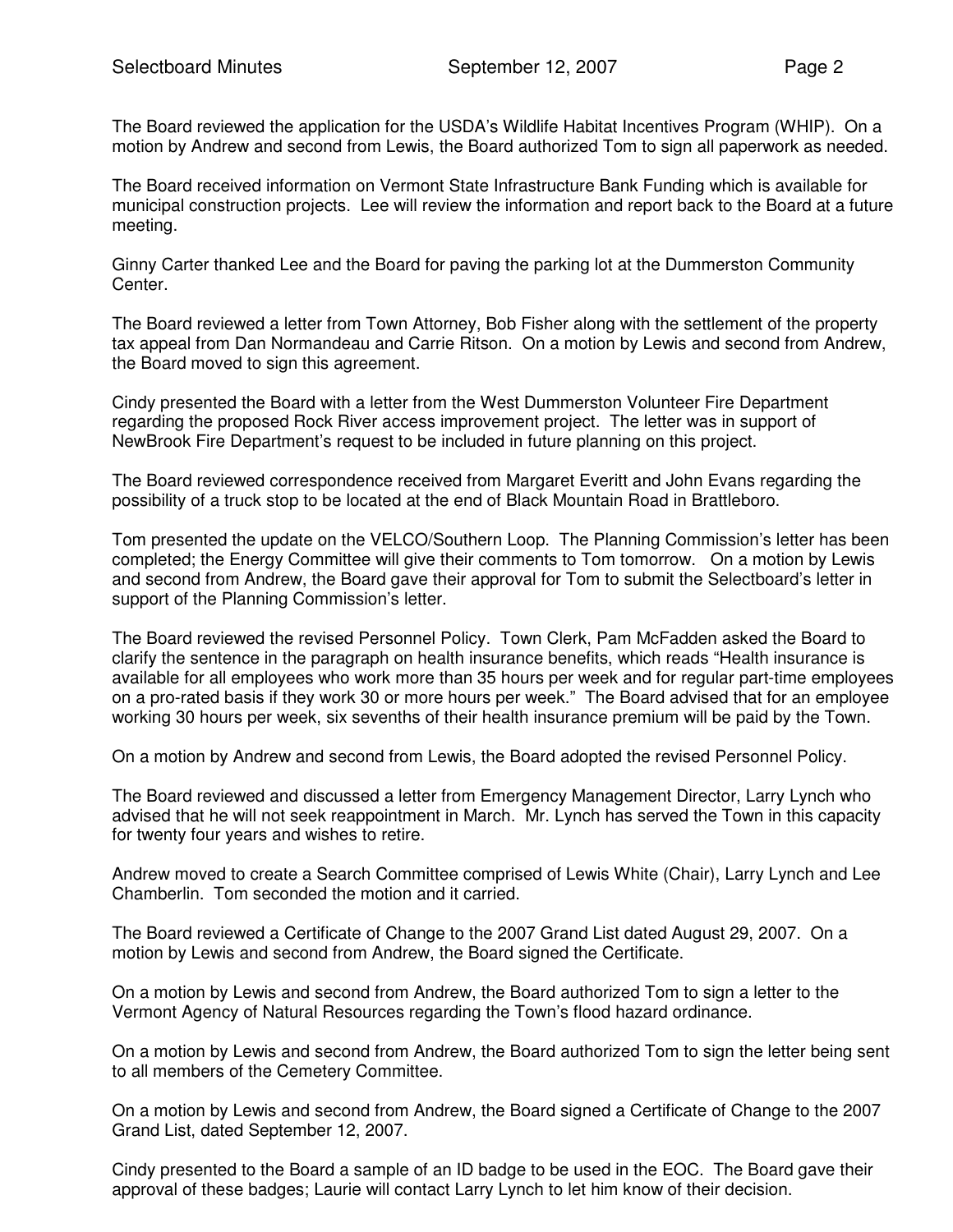The Board reviewed the application for the USDA's Wildlife Habitat Incentives Program (WHIP). On a motion by Andrew and second from Lewis, the Board authorized Tom to sign all paperwork as needed.

The Board received information on Vermont State Infrastructure Bank Funding which is available for municipal construction projects. Lee will review the information and report back to the Board at a future meeting.

Ginny Carter thanked Lee and the Board for paving the parking lot at the Dummerston Community Center.

The Board reviewed a letter from Town Attorney, Bob Fisher along with the settlement of the property tax appeal from Dan Normandeau and Carrie Ritson. On a motion by Lewis and second from Andrew, the Board moved to sign this agreement.

Cindy presented the Board with a letter from the West Dummerston Volunteer Fire Department regarding the proposed Rock River access improvement project. The letter was in support of NewBrook Fire Department's request to be included in future planning on this project.

The Board reviewed correspondence received from Margaret Everitt and John Evans regarding the possibility of a truck stop to be located at the end of Black Mountain Road in Brattleboro.

Tom presented the update on the VELCO/Southern Loop. The Planning Commission's letter has been completed; the Energy Committee will give their comments to Tom tomorrow. On a motion by Lewis and second from Andrew, the Board gave their approval for Tom to submit the Selectboard's letter in support of the Planning Commission's letter.

The Board reviewed the revised Personnel Policy. Town Clerk, Pam McFadden asked the Board to clarify the sentence in the paragraph on health insurance benefits, which reads "Health insurance is available for all employees who work more than 35 hours per week and for regular part-time employees on a pro-rated basis if they work 30 or more hours per week." The Board advised that for an employee working 30 hours per week, six sevenths of their health insurance premium will be paid by the Town.

On a motion by Andrew and second from Lewis, the Board adopted the revised Personnel Policy.

The Board reviewed and discussed a letter from Emergency Management Director, Larry Lynch who advised that he will not seek reappointment in March. Mr. Lynch has served the Town in this capacity for twenty four years and wishes to retire.

Andrew moved to create a Search Committee comprised of Lewis White (Chair), Larry Lynch and Lee Chamberlin. Tom seconded the motion and it carried.

The Board reviewed a Certificate of Change to the 2007 Grand List dated August 29, 2007. On a motion by Lewis and second from Andrew, the Board signed the Certificate.

On a motion by Lewis and second from Andrew, the Board authorized Tom to sign a letter to the Vermont Agency of Natural Resources regarding the Town's flood hazard ordinance.

On a motion by Lewis and second from Andrew, the Board authorized Tom to sign the letter being sent to all members of the Cemetery Committee.

On a motion by Lewis and second from Andrew, the Board signed a Certificate of Change to the 2007 Grand List, dated September 12, 2007.

Cindy presented to the Board a sample of an ID badge to be used in the EOC. The Board gave their approval of these badges; Laurie will contact Larry Lynch to let him know of their decision.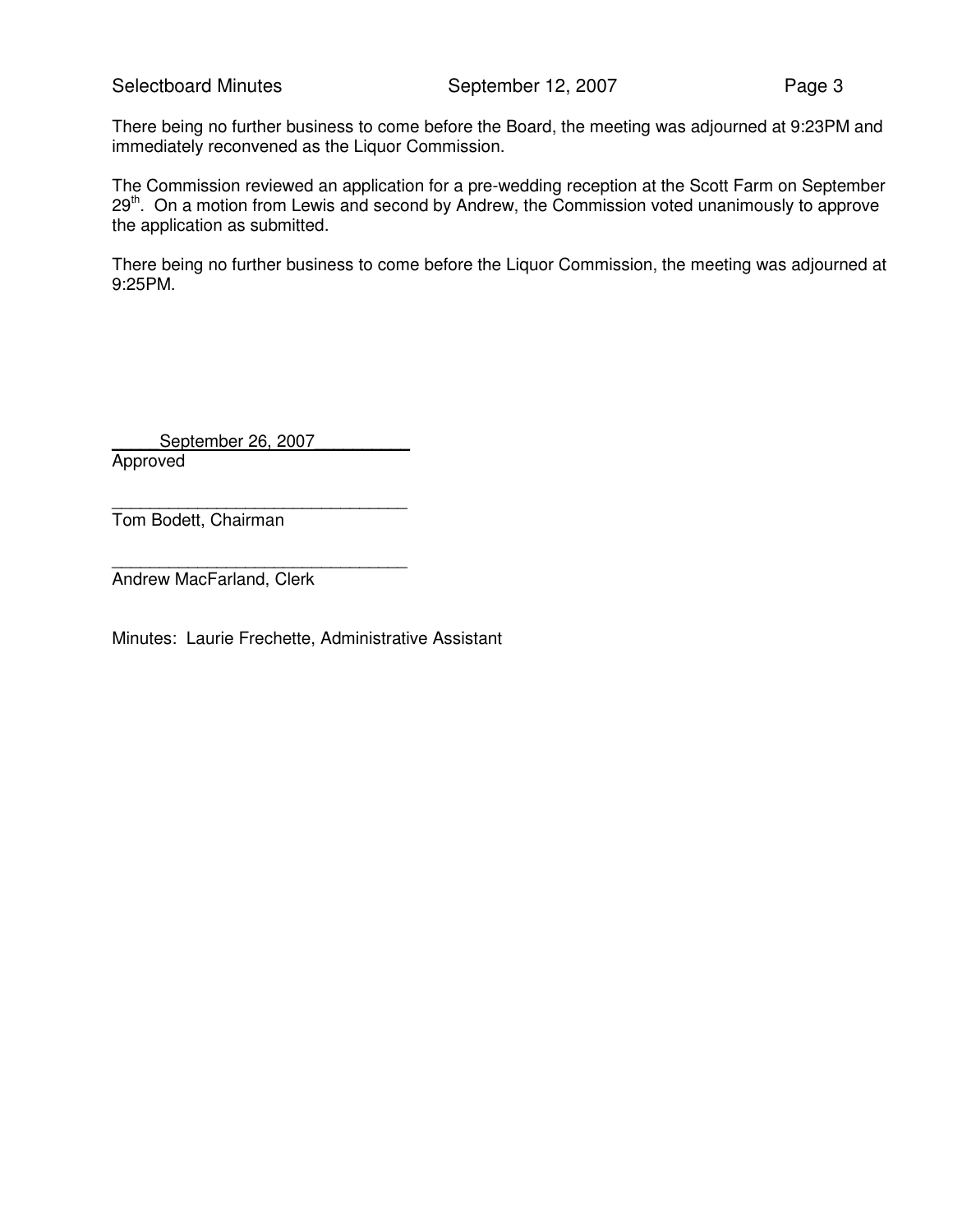There being no further business to come before the Board, the meeting was adjourned at 9:23PM and immediately reconvened as the Liquor Commission.

The Commission reviewed an application for a pre-wedding reception at the Scott Farm on September 29th. On a motion from Lewis and second by Andrew, the Commission voted unanimously to approve the application as submitted.

There being no further business to come before the Liquor Commission, the meeting was adjourned at 9:25PM.

_____September 26, 2007__________
Approved

_______________________________
Tom Bodett, Chairman

_______________________________
Andrew MacFarland, Clerk

Minutes: Laurie Frechette, Administrative Assistant